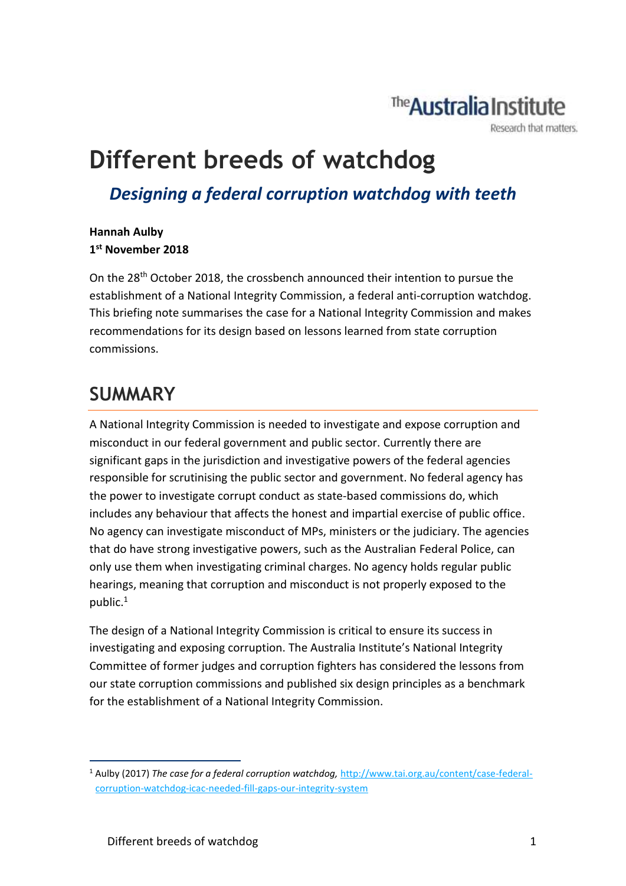The Australia Institute
Research that matters.

# Different breeds of watchdog

## *Designing a federal corruption watchdog with teeth*

**Hannah Aulby**
**1st November 2018**

On the 28th October 2018, the crossbench announced their intention to pursue the establishment of a National Integrity Commission, a federal anti-corruption watchdog. This briefing note summarises the case for a National Integrity Commission and makes recommendations for its design based on lessons learned from state corruption commissions.

## SUMMARY

A National Integrity Commission is needed to investigate and expose corruption and misconduct in our federal government and public sector. Currently there are significant gaps in the jurisdiction and investigative powers of the federal agencies responsible for scrutinising the public sector and government. No federal agency has the power to investigate corrupt conduct as state-based commissions do, which includes any behaviour that affects the honest and impartial exercise of public office. No agency can investigate misconduct of MPs, ministers or the judiciary. The agencies that do have strong investigative powers, such as the Australian Federal Police, can only use them when investigating criminal charges. No agency holds regular public hearings, meaning that corruption and misconduct is not properly exposed to the public.[1]

The design of a National Integrity Commission is critical to ensure its success in investigating and exposing corruption. The Australia Institute's National Integrity Committee of former judges and corruption fighters has considered the lessons from our state corruption commissions and published six design principles as a benchmark for the establishment of a National Integrity Commission.

[1] Aulby (2017) *The case for a federal corruption watchdog,* http://www.tai.org.au/content/case-federal-corruption-watchdog-icac-needed-fill-gaps-our-integrity-system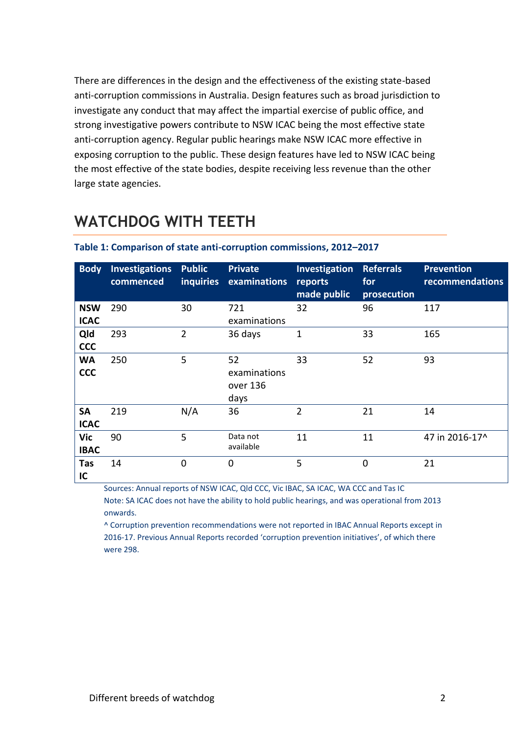There are differences in the design and the effectiveness of the existing state-based anti-corruption commissions in Australia. Design features such as broad jurisdiction to investigate any conduct that may affect the impartial exercise of public office, and strong investigative powers contribute to NSW ICAC being the most effective state anti-corruption agency. Regular public hearings make NSW ICAC more effective in exposing corruption to the public. These design features have led to NSW ICAC being the most effective of the state bodies, despite receiving less revenue than the other large state agencies.

## WATCHDOG WITH TEETH

**Table 1: Comparison of state anti-corruption commissions, 2012–2017**

| Body | Investigations commenced | Public inquiries | Private examinations | Investigation reports made public | Referrals for prosecution | Prevention recommendations |
|---|---|---|---|---|---|---|
| **NSW ICAC** | 290 | 30 | 721 examinations | 32 | 96 | 117 |
| **Qld CCC** | 293 | 2 | 36 days | 1 | 33 | 165 |
| **WA CCC** | 250 | 5 | 52 examinations over 136 days | 33 | 52 | 93 |
| **SA ICAC** | 219 | N/A | 36 | 2 | 21 | 14 |
| **Vic IBAC** | 90 | 5 | Data not available | 11 | 11 | 47 in 2016-17^ |
| **Tas IC** | 14 | 0 | 0 | 5 | 0 | 21 |

Sources: Annual reports of NSW ICAC, Qld CCC, Vic IBAC, SA ICAC, WA CCC and Tas IC

Note: SA ICAC does not have the ability to hold public hearings, and was operational from 2013 onwards.

^ Corruption prevention recommendations were not reported in IBAC Annual Reports except in 2016-17. Previous Annual Reports recorded 'corruption prevention initiatives', of which there were 298.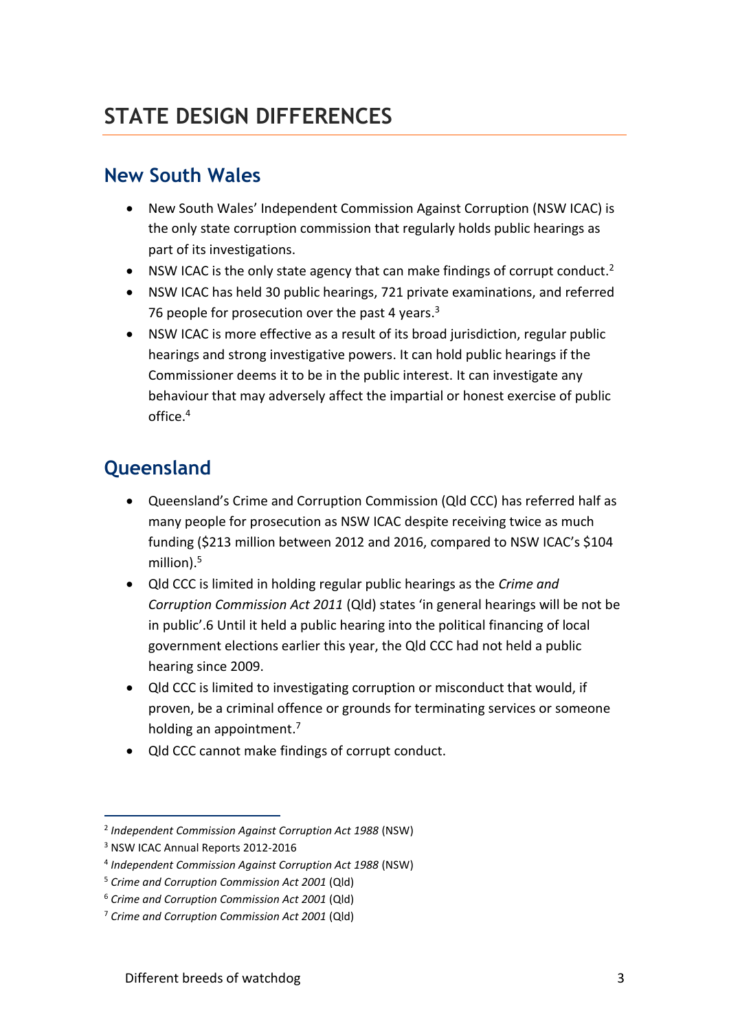# STATE DESIGN DIFFERENCES

## New South Wales

- New South Wales' Independent Commission Against Corruption (NSW ICAC) is the only state corruption commission that regularly holds public hearings as part of its investigations.
- NSW ICAC is the only state agency that can make findings of corrupt conduct.[2]
- NSW ICAC has held 30 public hearings, 721 private examinations, and referred 76 people for prosecution over the past 4 years.[3]
- NSW ICAC is more effective as a result of its broad jurisdiction, regular public hearings and strong investigative powers. It can hold public hearings if the Commissioner deems it to be in the public interest. It can investigate any behaviour that may adversely affect the impartial or honest exercise of public office.[4]

## Queensland

- Queensland's Crime and Corruption Commission (Qld CCC) has referred half as many people for prosecution as NSW ICAC despite receiving twice as much funding ($213 million between 2012 and 2016, compared to NSW ICAC's $104 million).[5]
- Qld CCC is limited in holding regular public hearings as the *Crime and Corruption Commission Act 2011* (Qld) states 'in general hearings will be not be in public'.6 Until it held a public hearing into the political financing of local government elections earlier this year, the Qld CCC had not held a public hearing since 2009.
- Qld CCC is limited to investigating corruption or misconduct that would, if proven, be a criminal offence or grounds for terminating services or someone holding an appointment.[7]
- Qld CCC cannot make findings of corrupt conduct.

---

[2] *Independent Commission Against Corruption Act 1988* (NSW)

[3] NSW ICAC Annual Reports 2012-2016

[4] *Independent Commission Against Corruption Act 1988* (NSW)

[5] *Crime and Corruption Commission Act 2001* (Qld)

[6] *Crime and Corruption Commission Act 2001* (Qld)

[7] *Crime and Corruption Commission Act 2001* (Qld)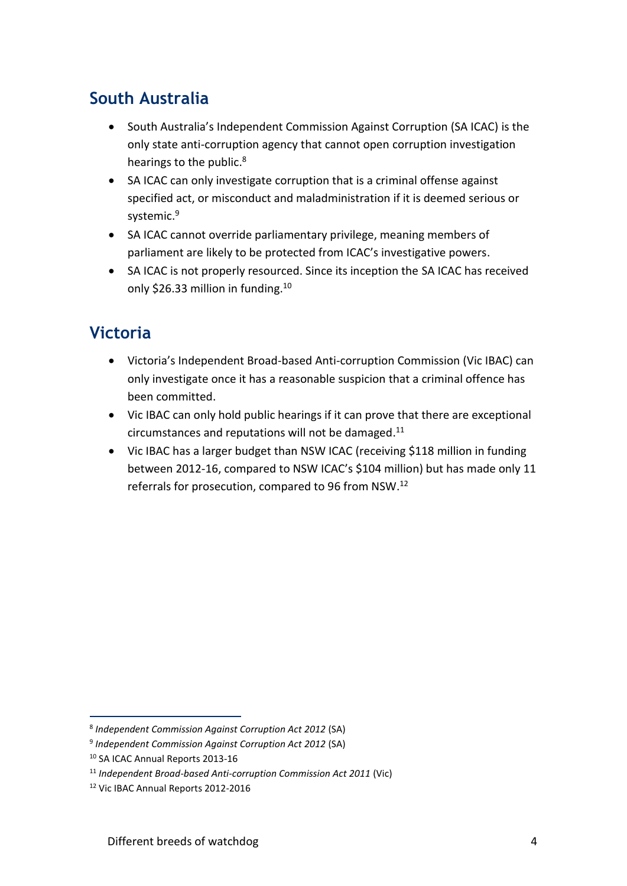## South Australia

- South Australia's Independent Commission Against Corruption (SA ICAC) is the only state anti-corruption agency that cannot open corruption investigation hearings to the public.[8]
- SA ICAC can only investigate corruption that is a criminal offense against specified act, or misconduct and maladministration if it is deemed serious or systemic.[9]
- SA ICAC cannot override parliamentary privilege, meaning members of parliament are likely to be protected from ICAC's investigative powers.
- SA ICAC is not properly resourced. Since its inception the SA ICAC has received only $26.33 million in funding.[10]

## Victoria

- Victoria's Independent Broad-based Anti-corruption Commission (Vic IBAC) can only investigate once it has a reasonable suspicion that a criminal offence has been committed.
- Vic IBAC can only hold public hearings if it can prove that there are exceptional circumstances and reputations will not be damaged.[11]
- Vic IBAC has a larger budget than NSW ICAC (receiving $118 million in funding between 2012-16, compared to NSW ICAC's $104 million) but has made only 11 referrals for prosecution, compared to 96 from NSW.[12]

---

[8] *Independent Commission Against Corruption Act 2012* (SA)

[9] *Independent Commission Against Corruption Act 2012* (SA)

[10] SA ICAC Annual Reports 2013-16

[11] *Independent Broad-based Anti-corruption Commission Act 2011* (Vic)

[12] Vic IBAC Annual Reports 2012-2016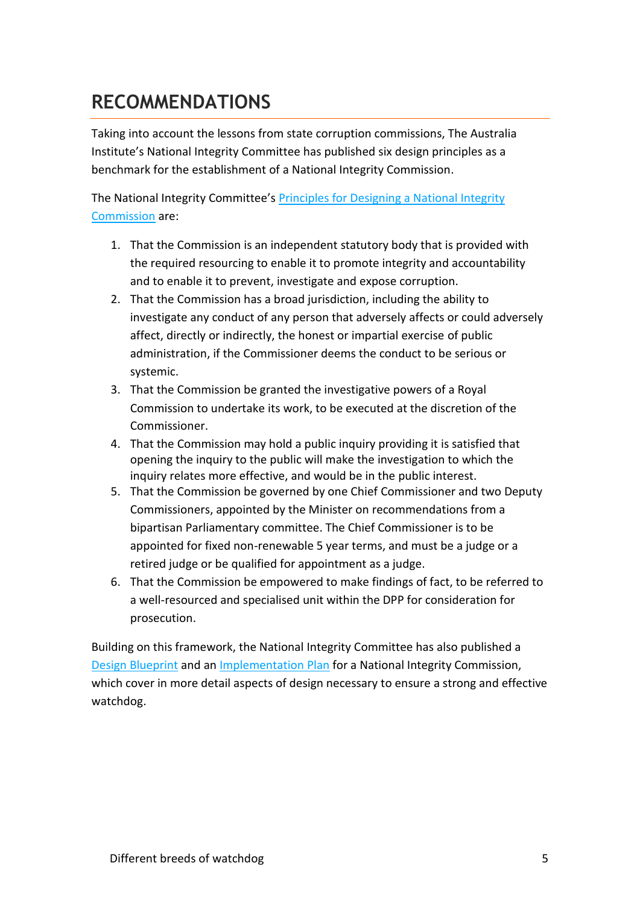## RECOMMENDATIONS

Taking into account the lessons from state corruption commissions, The Australia Institute's National Integrity Committee has published six design principles as a benchmark for the establishment of a National Integrity Commission.

The National Integrity Committee's [Principles for Designing a National Integrity Commission] are:

1. That the Commission is an independent statutory body that is provided with the required resourcing to enable it to promote integrity and accountability and to enable it to prevent, investigate and expose corruption.
2. That the Commission has a broad jurisdiction, including the ability to investigate any conduct of any person that adversely affects or could adversely affect, directly or indirectly, the honest or impartial exercise of public administration, if the Commissioner deems the conduct to be serious or systemic.
3. That the Commission be granted the investigative powers of a Royal Commission to undertake its work, to be executed at the discretion of the Commissioner.
4. That the Commission may hold a public inquiry providing it is satisfied that opening the inquiry to the public will make the investigation to which the inquiry relates more effective, and would be in the public interest.
5. That the Commission be governed by one Chief Commissioner and two Deputy Commissioners, appointed by the Minister on recommendations from a bipartisan Parliamentary committee. The Chief Commissioner is to be appointed for fixed non-renewable 5 year terms, and must be a judge or a retired judge or be qualified for appointment as a judge.
6. That the Commission be empowered to make findings of fact, to be referred to a well-resourced and specialised unit within the DPP for consideration for prosecution.

Building on this framework, the National Integrity Committee has also published a [Design Blueprint] and an [Implementation Plan] for a National Integrity Commission, which cover in more detail aspects of design necessary to ensure a strong and effective watchdog.